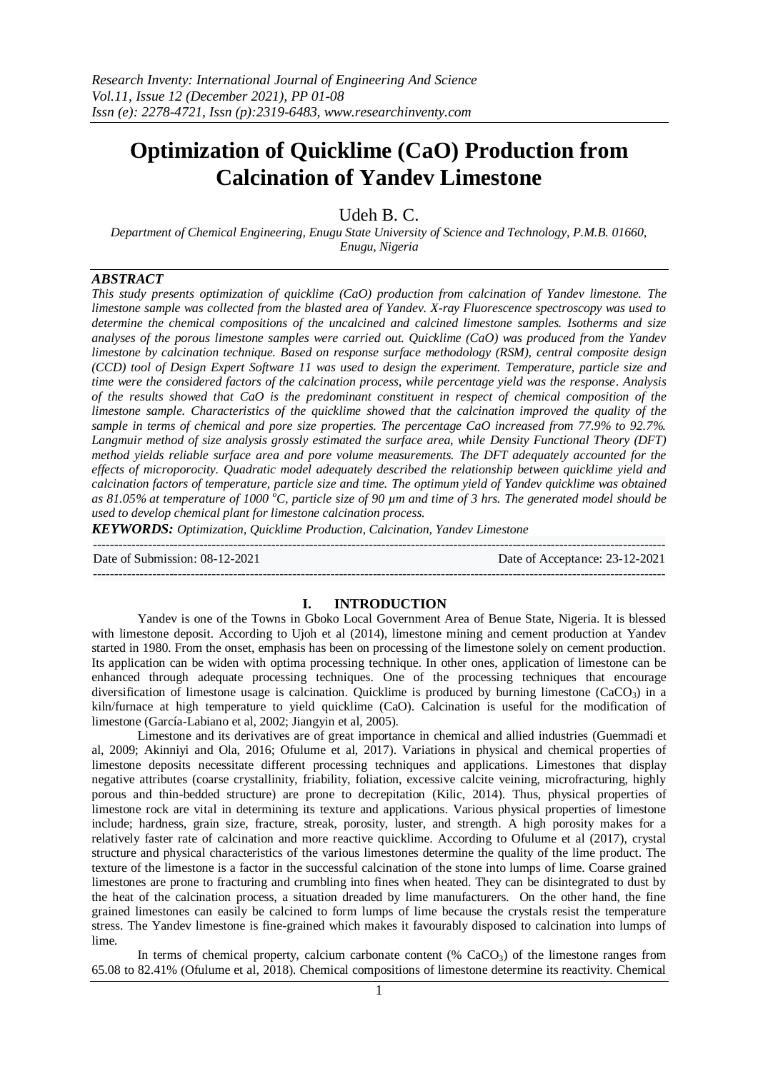# Optimization of Quicklime (CaO) Production from Calcination of Yandev Limestone

Udeh B. C.

*Department of Chemical Engineering, Enugu State University of Science and Technology, P.M.B. 01660, Enugu, Nigeria*

## ABSTRACT

*This study presents optimization of quicklime (CaO) production from calcination of Yandev limestone. The limestone sample was collected from the blasted area of Yandev. X-ray Fluorescence spectroscopy was used to determine the chemical compositions of the uncalcined and calcined limestone samples. Isotherms and size analyses of the porous limestone samples were carried out. Quicklime (CaO) was produced from the Yandev limestone by calcination technique. Based on response surface methodology (RSM), central composite design (CCD) tool of Design Expert Software 11 was used to design the experiment. Temperature, particle size and time were the considered factors of the calcination process, while percentage yield was the response. Analysis of the results showed that CaO is the predominant constituent in respect of chemical composition of the limestone sample. Characteristics of the quicklime showed that the calcination improved the quality of the sample in terms of chemical and pore size properties. The percentage CaO increased from 77.9% to 92.7%. Langmuir method of size analysis grossly estimated the surface area, while Density Functional Theory (DFT) method yields reliable surface area and pore volume measurements. The DFT adequately accounted for the effects of microporocity. Quadratic model adequately described the relationship between quicklime yield and calcination factors of temperature, particle size and time. The optimum yield of Yandev quicklime was obtained as 81.05% at temperature of 1000 $^oC$, particle size of 90 µm and time of 3 hrs. The generated model should be used to develop chemical plant for limestone calcination process.*

***KEYWORDS:*** *Optimization, Quicklime Production, Calcination, Yandev Limestone*

Date of Submission: 08-12-2021 Date of Acceptance: 23-12-2021

## I. INTRODUCTION

Yandev is one of the Towns in Gboko Local Government Area of Benue State, Nigeria. It is blessed with limestone deposit. According to Ujoh et al (2014), limestone mining and cement production at Yandev started in 1980. From the onset, emphasis has been on processing of the limestone solely on cement production. Its application can be widen with optima processing technique. In other ones, application of limestone can be enhanced through adequate processing techniques. One of the processing techniques that encourage diversification of limestone usage is calcination. Quicklime is produced by burning limestone ($CaCO_3$) in a kiln/furnace at high temperature to yield quicklime (CaO). Calcination is useful for the modification of limestone (García-Labiano et al, 2002; Jiangyin et al, 2005).

Limestone and its derivatives are of great importance in chemical and allied industries (Guemmadi et al, 2009; Akinniyi and Ola, 2016; Ofulume et al, 2017). Variations in physical and chemical properties of limestone deposits necessitate different processing techniques and applications. Limestones that display negative attributes (coarse crystallinity, friability, foliation, excessive calcite veining, microfracturing, highly porous and thin-bedded structure) are prone to decrepitation (Kilic, 2014). Thus, physical properties of limestone rock are vital in determining its texture and applications. Various physical properties of limestone include; hardness, grain size, fracture, streak, porosity, luster, and strength. A high porosity makes for a relatively faster rate of calcination and more reactive quicklime. According to Ofulume et al (2017), crystal structure and physical characteristics of the various limestones determine the quality of the lime product. The texture of the limestone is a factor in the successful calcination of the stone into lumps of lime. Coarse grained limestones are prone to fracturing and crumbling into fines when heated. They can be disintegrated to dust by the heat of the calcination process, a situation dreaded by lime manufacturers. On the other hand, the fine grained limestones can easily be calcined to form lumps of lime because the crystals resist the temperature stress. The Yandev limestone is fine-grained which makes it favourably disposed to calcination into lumps of lime.

In terms of chemical property, calcium carbonate content (% $CaCO_3$) of the limestone ranges from 65.08 to 82.41% (Ofulume et al, 2018). Chemical compositions of limestone determine its reactivity. Chemical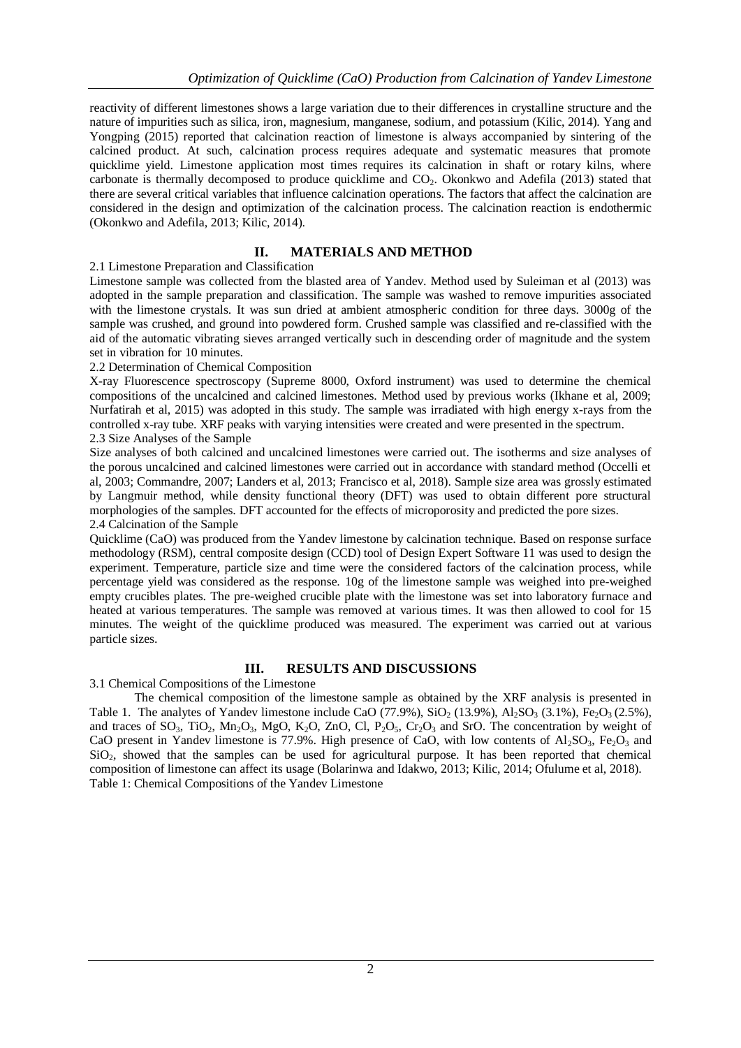reactivity of different limestones shows a large variation due to their differences in crystalline structure and the nature of impurities such as silica, iron, magnesium, manganese, sodium, and potassium (Kilic, 2014). Yang and Yongping (2015) reported that calcination reaction of limestone is always accompanied by sintering of the calcined product. At such, calcination process requires adequate and systematic measures that promote quicklime yield. Limestone application most times requires its calcination in shaft or rotary kilns, where carbonate is thermally decomposed to produce quicklime and $CO_2$. Okonkwo and Adefila (2013) stated that there are several critical variables that influence calcination operations. The factors that affect the calcination are considered in the design and optimization of the calcination process. The calcination reaction is endothermic (Okonkwo and Adefila, 2013; Kilic, 2014).

## II. MATERIALS AND METHOD

2.1 Limestone Preparation and Classification

Limestone sample was collected from the blasted area of Yandev. Method used by Suleiman et al (2013) was adopted in the sample preparation and classification. The sample was washed to remove impurities associated with the limestone crystals. It was sun dried at ambient atmospheric condition for three days. 3000g of the sample was crushed, and ground into powdered form. Crushed sample was classified and re-classified with the aid of the automatic vibrating sieves arranged vertically such in descending order of magnitude and the system set in vibration for 10 minutes.

2.2 Determination of Chemical Composition

X-ray Fluorescence spectroscopy (Supreme 8000, Oxford instrument) was used to determine the chemical compositions of the uncalcined and calcined limestones. Method used by previous works (Ikhane et al, 2009; Nurfatirah et al, 2015) was adopted in this study. The sample was irradiated with high energy x-rays from the controlled x-ray tube. XRF peaks with varying intensities were created and were presented in the spectrum.

2.3 Size Analyses of the Sample

Size analyses of both calcined and uncalcined limestones were carried out. The isotherms and size analyses of the porous uncalcined and calcined limestones were carried out in accordance with standard method (Occelli et al, 2003; Commandre, 2007; Landers et al, 2013; Francisco et al, 2018). Sample size area was grossly estimated by Langmuir method, while density functional theory (DFT) was used to obtain different pore structural morphologies of the samples. DFT accounted for the effects of microporosity and predicted the pore sizes.

2.4 Calcination of the Sample

Quicklime (CaO) was produced from the Yandev limestone by calcination technique. Based on response surface methodology (RSM), central composite design (CCD) tool of Design Expert Software 11 was used to design the experiment. Temperature, particle size and time were the considered factors of the calcination process, while percentage yield was considered as the response. 10g of the limestone sample was weighed into pre-weighed empty crucibles plates. The pre-weighed crucible plate with the limestone was set into laboratory furnace and heated at various temperatures. The sample was removed at various times. It was then allowed to cool for 15 minutes. The weight of the quicklime produced was measured. The experiment was carried out at various particle sizes.

## III. RESULTS AND DISCUSSIONS

3.1 Chemical Compositions of the Limestone

The chemical composition of the limestone sample as obtained by the XRF analysis is presented in Table 1. The analytes of Yandev limestone include CaO (77.9%), $SiO_2$ (13.9%), $Al_2SO_3$ (3.1%), $Fe_2O_3$ (2.5%), and traces of $SO_3$, $TiO_2$, $Mn_2O_3$, MgO, $K_2O$, ZnO, Cl, $P_2O_5$, $Cr_2O_3$ and SrO. The concentration by weight of CaO present in Yandev limestone is 77.9%. High presence of CaO, with low contents of $Al_2SO_3$, $Fe_2O_3$ and $SiO_2$, showed that the samples can be used for agricultural purpose. It has been reported that chemical composition of limestone can affect its usage (Bolarinwa and Idakwo, 2013; Kilic, 2014; Ofulume et al, 2018).

Table 1: Chemical Compositions of the Yandev Limestone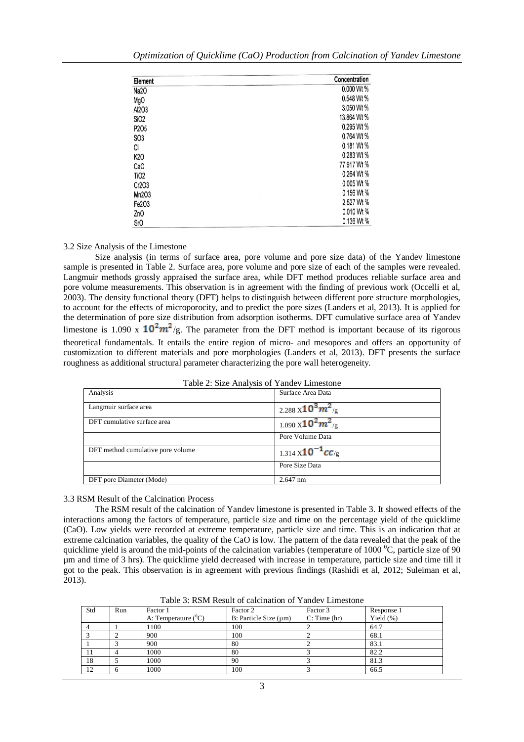| Element | Concentration |
|---|---|
| $Na_2O$ | 0.000 Wt % |
| MgO | 0.548 Wt % |
| $Al_2O_3$ | 3.050 Wt % |
| $SiO_2$ | 13.864 Wt % |
| $P_2O_5$ | 0.295 Wt % |
| $SO_3$ | 0.764 Wt % |
| Cl | 0.181 Wt % |
| $K_2O$ | 0.283 Wt % |
| CaO | 77.917 Wt % |
| $TiO_2$ | 0.264 Wt % |
| $Cr_2O_3$ | 0.005 Wt % |
| $Mn_2O_3$ | 0.156 Wt % |
| $Fe_2O_3$ | 2.527 Wt % |
| ZnO | 0.010 Wt % |
| SrO | 0.136 Wt % |

3.2 Size Analysis of the Limestone

Size analysis (in terms of surface area, pore volume and pore size data) of the Yandev limestone sample is presented in Table 2. Surface area, pore volume and pore size of each of the samples were revealed. Langmuir methods grossly appraised the surface area, while DFT method produces reliable surface area and pore volume measurements. This observation is in agreement with the finding of previous work (Occelli et al, 2003). The density functional theory (DFT) helps to distinguish between different pore structure morphologies, to account for the effects of microporocity, and to predict the pore sizes (Landers et al, 2013). It is applied for the determination of pore size distribution from adsorption isotherms. DFT cumulative surface area of Yandev limestone is 1.090 x $10^2 m^2$/g. The parameter from the DFT method is important because of its rigorous theoretical fundamentals. It entails the entire region of micro- and mesopores and offers an opportunity of customization to different materials and pore morphologies (Landers et al, 2013). DFT presents the surface roughness as additional structural parameter characterizing the pore wall heterogeneity.

Table 2: Size Analysis of Yandev Limestone

| Analysis | Surface Area Data |
|---|---|
| Langmuir surface area | 2.288 X$10^3 m^2$/g |
| DFT cumulative surface area | 1.090 X$10^2 m^2$/g |
| | Pore Volume Data |
| DFT method cumulative pore volume | 1.314 X$10^{-1} cc$/g |
| | Pore Size Data |
| DFT pore Diameter (Mode) | 2.647 nm |

3.3 RSM Result of the Calcination Process

The RSM result of the calcination of Yandev limestone is presented in Table 3. It showed effects of the interactions among the factors of temperature, particle size and time on the percentage yield of the quicklime (CaO). Low yields were recorded at extreme temperature, particle size and time. This is an indication that at extreme calcination variables, the quality of the CaO is low. The pattern of the data revealed that the peak of the quicklime yield is around the mid-points of the calcination variables (temperature of 1000 $^0$C, particle size of 90 μm and time of 3 hrs). The quicklime yield decreased with increase in temperature, particle size and time till it got to the peak. This observation is in agreement with previous findings (Rashidi et al, 2012; Suleiman et al, 2013).

Table 3: RSM Result of calcination of Yandev Limestone

| Std | Run | Factor 1 A: Temperature ($^0$C) | Factor 2 B: Particle Size (μm) | Factor 3 C: Time (hr) | Response 1 Yield (%) |
|---|---|---|---|---|---|
| 4 | 1 | 1100 | 100 | 2 | 64.7 |
| 3 | 2 | 900 | 100 | 2 | 68.1 |
| 1 | 3 | 900 | 80 | 2 | 83.1 |
| 11 | 4 | 1000 | 80 | 3 | 82.2 |
| 18 | 5 | 1000 | 90 | 3 | 81.3 |
| 12 | 6 | 1000 | 100 | 3 | 66.5 |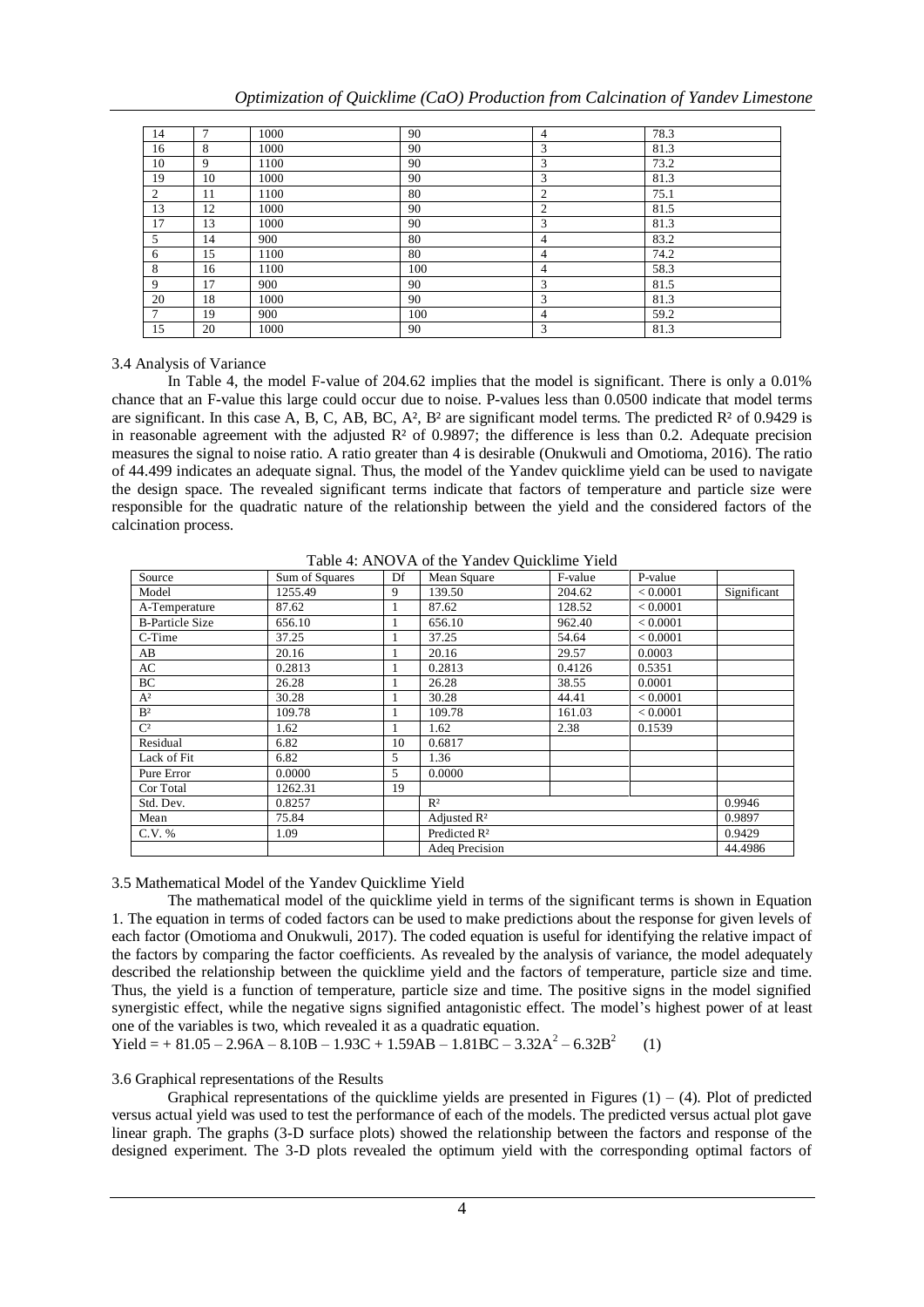| 14 | 7 | 1000 | 90 | 4 | 78.3 |
|---|---|---|---|---|---|
| 16 | 8 | 1000 | 90 | 3 | 81.3 |
| 10 | 9 | 1100 | 90 | 3 | 73.2 |
| 19 | 10 | 1000 | 90 | 3 | 81.3 |
| 2 | 11 | 1100 | 80 | 2 | 75.1 |
| 13 | 12 | 1000 | 90 | 2 | 81.5 |
| 17 | 13 | 1000 | 90 | 3 | 81.3 |
| 5 | 14 | 900 | 80 | 4 | 83.2 |
| 6 | 15 | 1100 | 80 | 4 | 74.2 |
| 8 | 16 | 1100 | 100 | 4 | 58.3 |
| 9 | 17 | 900 | 90 | 3 | 81.5 |
| 20 | 18 | 1000 | 90 | 3 | 81.3 |
| 7 | 19 | 900 | 100 | 4 | 59.2 |
| 15 | 20 | 1000 | 90 | 3 | 81.3 |

3.4 Analysis of Variance

In Table 4, the model F-value of 204.62 implies that the model is significant. There is only a 0.01% chance that an F-value this large could occur due to noise. P-values less than 0.0500 indicate that model terms are significant. In this case A, B, C, AB, BC, $A^2$, $B^2$ are significant model terms. The predicted $R^2$ of 0.9429 is in reasonable agreement with the adjusted $R^2$ of 0.9897; the difference is less than 0.2. Adequate precision measures the signal to noise ratio. A ratio greater than 4 is desirable (Onukwuli and Omotioma, 2016). The ratio of 44.499 indicates an adequate signal. Thus, the model of the Yandev quicklime yield can be used to navigate the design space. The revealed significant terms indicate that factors of temperature and particle size were responsible for the quadratic nature of the relationship between the yield and the considered factors of the calcination process.

Table 4: ANOVA of the Yandev Quicklime Yield

| Source | Sum of Squares | Df | Mean Square | F-value | P-value | |
|---|---|---|---|---|---|---|
| Model | 1255.49 | 9 | 139.50 | 204.62 | < 0.0001 | Significant |
| A-Temperature | 87.62 | 1 | 87.62 | 128.52 | < 0.0001 | |
| B-Particle Size | 656.10 | 1 | 656.10 | 962.40 | < 0.0001 | |
| C-Time | 37.25 | 1 | 37.25 | 54.64 | < 0.0001 | |
| AB | 20.16 | 1 | 20.16 | 29.57 | 0.0003 | |
| AC | 0.2813 | 1 | 0.2813 | 0.4126 | 0.5351 | |
| BC | 26.28 | 1 | 26.28 | 38.55 | 0.0001 | |
| $A^2$ | 30.28 | 1 | 30.28 | 44.41 | < 0.0001 | |
| $B^2$ | 109.78 | 1 | 109.78 | 161.03 | < 0.0001 | |
| $C^2$ | 1.62 | 1 | 1.62 | 2.38 | 0.1539 | |
| Residual | 6.82 | 10 | 0.6817 | | | |
| Lack of Fit | 6.82 | 5 | 1.36 | | | |
| Pure Error | 0.0000 | 5 | 0.0000 | | | |
| Cor Total | 1262.31 | 19 | | | | |
| Std. Dev. | 0.8257 | | $R^2$ | | | 0.9946 |
| Mean | 75.84 | | Adjusted $R^2$ | | | 0.9897 |
| C.V. % | 1.09 | | Predicted $R^2$ | | | 0.9429 |
| | | | Adeq Precision | | | 44.4986 |

3.5 Mathematical Model of the Yandev Quicklime Yield

The mathematical model of the quicklime yield in terms of the significant terms is shown in Equation 1. The equation in terms of coded factors can be used to make predictions about the response for given levels of each factor (Omotioma and Onukwuli, 2017). The coded equation is useful for identifying the relative impact of the factors by comparing the factor coefficients. As revealed by the analysis of variance, the model adequately described the relationship between the quicklime yield and the factors of temperature, particle size and time. Thus, the yield is a function of temperature, particle size and time. The positive signs in the model signified synergistic effect, while the negative signs signified antagonistic effect. The model's highest power of at least one of the variables is two, which revealed it as a quadratic equation.

$$\text{Yield} = +\,81.05 - 2.96A - 8.10B - 1.93C + 1.59AB - 1.81BC - 3.32A^2 - 6.32B^2 \quad (1)$$

3.6 Graphical representations of the Results

Graphical representations of the quicklime yields are presented in Figures (1) – (4). Plot of predicted versus actual yield was used to test the performance of each of the models. The predicted versus actual plot gave linear graph. The graphs (3-D surface plots) showed the relationship between the factors and response of the designed experiment. The 3-D plots revealed the optimum yield with the corresponding optimal factors of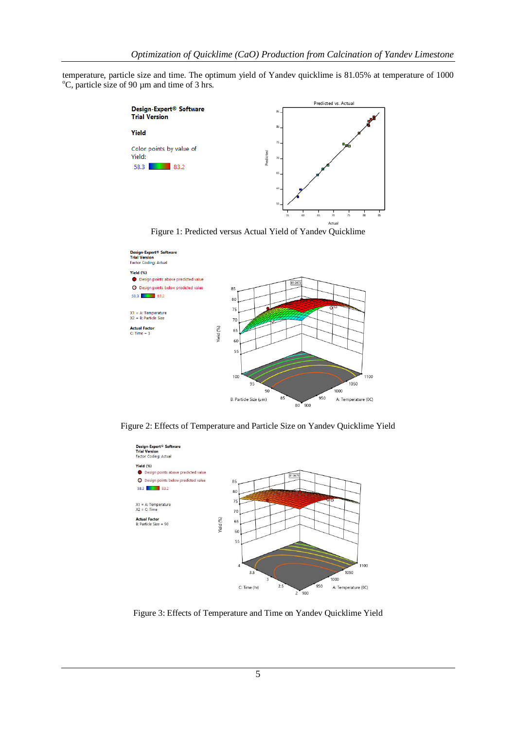temperature, particle size and time. The optimum yield of Yandev quicklime is 81.05% at temperature of 1000 $^{o}C$, particle size of 90 µm and time of 3 hrs.

Figure 1: Predicted versus Actual Yield of Yandev Quicklime

Figure 2: Effects of Temperature and Particle Size on Yandev Quicklime Yield

Figure 3: Effects of Temperature and Time on Yandev Quicklime Yield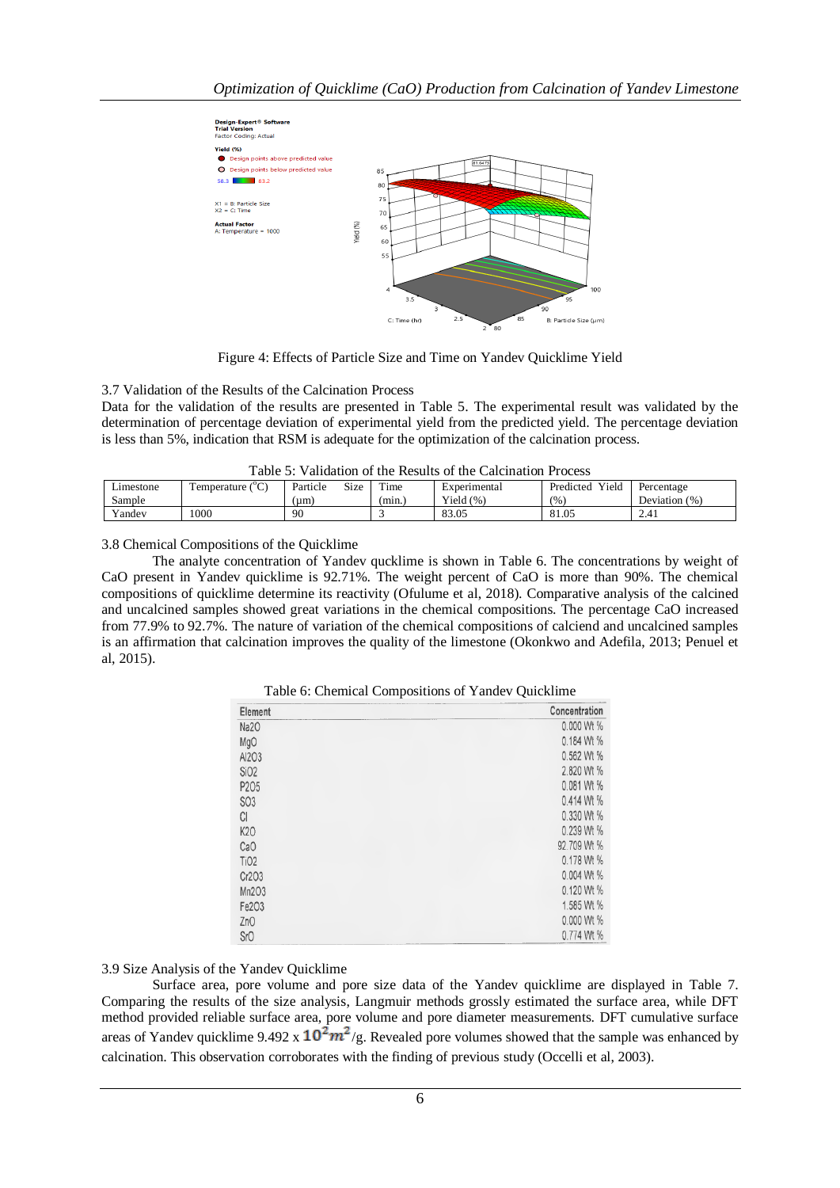Figure 4: Effects of Particle Size and Time on Yandev Quicklime Yield

### 3.7 Validation of the Results of the Calcination Process

Data for the validation of the results are presented in Table 5. The experimental result was validated by the determination of percentage deviation of experimental yield from the predicted yield. The percentage deviation is less than 5%, indication that RSM is adequate for the optimization of the calcination process.

Table 5: Validation of the Results of the Calcination Process

| Limestone Sample | Temperature ($^{o}$C) | Particle Size (μm) | Time (min.) | Experimental Yield (%) | Predicted Yield (%) | Percentage Deviation (%) |
|---|---|---|---|---|---|---|
| Yandev | 1000 | 90 | 3 | 83.05 | 81.05 | 2.41 |

### 3.8 Chemical Compositions of the Quicklime

The analyte concentration of Yandev qucklime is shown in Table 6. The concentrations by weight of CaO present in Yandev quicklime is 92.71%. The weight percent of CaO is more than 90%. The chemical compositions of quicklime determine its reactivity (Ofulume et al, 2018). Comparative analysis of the calcined and uncalcined samples showed great variations in the chemical compositions. The percentage CaO increased from 77.9% to 92.7%. The nature of variation of the chemical compositions of calciend and uncalcined samples is an affirmation that calcination improves the quality of the limestone (Okonkwo and Adefila, 2013; Penuel et al, 2015).

Table 6: Chemical Compositions of Yandev Quicklime

| Element | Concentration |
|---|---|
| $Na_2O$ | 0.000 Wt % |
| MgO | 0.184 Wt % |
| $Al_2O_3$ | 0.562 Wt % |
| $SiO_2$ | 2.820 Wt % |
| $P_2O_5$ | 0.081 Wt % |
| $SO_3$ | 0.414 Wt % |
| Cl | 0.330 Wt % |
| $K_2O$ | 0.239 Wt % |
| CaO | 92.709 Wt % |
| $TiO_2$ | 0.178 Wt % |
| $Cr_2O_3$ | 0.004 Wt % |
| $Mn_2O_3$ | 0.120 Wt % |
| $Fe_2O_3$ | 1.585 Wt % |
| ZnO | 0.000 Wt % |
| SrO | 0.774 Wt % |

### 3.9 Size Analysis of the Yandev Quicklime

Surface area, pore volume and pore size data of the Yandev quicklime are displayed in Table 7. Comparing the results of the size analysis, Langmuir methods grossly estimated the surface area, while DFT method provided reliable surface area, pore volume and pore diameter measurements. DFT cumulative surface areas of Yandev quicklime 9.492 x $10^2 m^2$/g. Revealed pore volumes showed that the sample was enhanced by calcination. This observation corroborates with the finding of previous study (Occelli et al, 2003).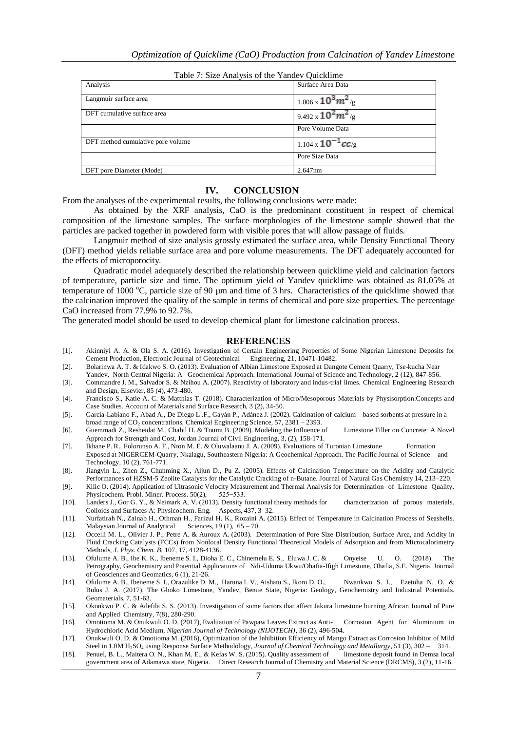Table 7: Size Analysis of the Yandev Quicklime

| Analysis | Surface Area Data |
|---|---|
| Langmuir surface area | 1.006 x $10^3 m^2$/g |
| DFT cumulative surface area | 9.492 x $10^2 m^2$/g |
| | Pore Volume Data |
| DFT method cumulative pore volume | 1.104 x $10^{-1} cc$/g |
| | Pore Size Data |
| DFT pore Diameter (Mode) | 2.647nm |

## IV. CONCLUSION

From the analyses of the experimental results, the following conclusions were made:

As obtained by the XRF analysis, CaO is the predominant constituent in respect of chemical composition of the limestone samples. The surface morphologies of the limestone sample showed that the particles are packed together in powdered form with visible pores that will allow passage of fluids.

Langmuir method of size analysis grossly estimated the surface area, while Density Functional Theory (DFT) method yields reliable surface area and pore volume measurements. The DFT adequately accounted for the effects of microporocity.

Quadratic model adequately described the relationship between quicklime yield and calcination factors of temperature, particle size and time. The optimum yield of Yandev quicklime was obtained as 81.05% at temperature of 1000 $^oC$, particle size of 90 µm and time of 3 hrs. Characteristics of the quicklime showed that the calcination improved the quality of the sample in terms of chemical and pore size properties. The percentage CaO increased from 77.9% to 92.7%.

The generated model should be used to develop chemical plant for limestone calcination process.

## REFERENCES

[1]. Akinniyi A. A. & Ola S. A. (2016). Investigation of Certain Engineering Properties of Some Nigerian Limestone Deposits for Cement Production, Electronic Journal of Geotechnical Engineering, 21, 10471-10482.

[2]. Bolarinwa A. T. & Idakwo S. O. (2013). Evaluation of Albian Limestone Exposed at Dangote Cement Quarry, Tse-kucha Near Yandev, North Central Nigeria: A Geochemical Approach. International Journal of Science and Technology, 2 (12), 847-856.

[3]. Commandre J. M., Salvador S. & Nzihou A. (2007). Reactivity of laboratory and indus-trial limes. Chemical Engineering Research and Design, Elsevier, 85 (4), 473-480.

[4]. Francisco S., Katie A. C. & Matthias T. (2018). Characterization of Micro/Mesoporous Materials by Physisorption:Concepts and Case Studies. Account of Materials and Surface Research, 3 (2), 34-50.

[5]. García-Labiano F., Abad A., De Diego L .F., Gayán P., Adánez J. (2002). Calcination of calcium – based sorbents at pressure in a broad range of $CO_2$ concentrations. Chemical Engineering Science, 57, 2381 – 2393.

[6]. Guemmadi Z., Resheidat M., Chabil H. & Toumi B. (2009). Modeling the Influence of Limestone Filler on Concrete: A Novel Approach for Strength and Cost, Jordan Journal of Civil Engineering, 3, (2), 158-171.

[7]. Ikhane P. R., Folorunso A. F., Nton M. E. & Oluwalaanu J. A. (2009). Evaluations of Turonian Limestone Formation Exposed at NIGERCEM-Quarry, Nkalagu, Southeastern Nigeria: A Geochemical Approach. The Pacific Journal of Science and Technology, 10 (2), 761-771.

[8]. Jiangyin L., Zhen Z., Chunming X., Aijun D., Pu Z. (2005). Effects of Calcination Temperature on the Acidity and Catalytic Performances of HZSM-5 Zeolite Catalysts for the Catalytic Cracking of n-Butane. Journal of Natural Gas Chemistry 14, 213–220.

[9]. Kilic O. (2014). Application of Ultrasonic Velocity Measurement and Thermal Analysis for Determination of Limestone Quality. Physicochem. Probl. Miner. Process. 50(2), 525−533.

[10]. Landers J., Gor G. Y., & Neimark A, V. (2013). Density functional theory methods for characterization of porous materials. Colloids and Surfaces A: Physicochem. Eng. Aspects, 437, 3–32.

[11]. Nurfatirah N., Zainab H., Othman H., Farizul H. K., Rozaini A. (2015). Effect of Temperature in Calcination Process of Seashells. Malaysian Journal of Analytical Sciences, 19 (1), 65 – 70.

[12]. Occelli M. L., Olivier J. P., Petre A. & Auroux A. (2003). Determination of Pore Size Distribution, Surface Area, and Acidity in Fluid Cracking Catalysts (FCCs) from Nonlocal Density Functional Theoretical Models of Adsorption and from Microcalorimetry Methods, *J. Phys. Chem. B*, 107, 17, 4128-4136.

[13]. Ofulume A. B., Ibe K. K., Ibeneme S. I., Dioha E. C., Chinemelu E. S., Eluwa J. C. & Onyeise U. O. (2018). The Petrography, Geochemistry and Potential Applications of Ndi-Uduma Ukwu/Ohafia-Ifigh Limestone, Ohafia, S.E. Nigeria. Journal of Geosciences and Geomatics, 6 (1), 21-26.

[14]. Ofulume A. B., Ibeneme S. I., Orazulike D. M., Haruna I. V., Aishatu S., Ikoro D. O., Nwankwo S. I., Ezetoha N. O. & Bulus J. A. (2017). The Gboko Limestone, Yandev, Benue State, Nigeria: Geology, Geochemistry and Industrial Potentials. Geomaterials, 7, 51-63.

[15]. Okonkwo P. C. & Adefila S. S. (2013). Investigation of some factors that affect Jakura limestone burning African Journal of Pure and Applied Chemistry, 7(8), 280-290.

[16]. Omotioma M. & Onukwuli O. D. (2017), Evaluation of Pawpaw Leaves Extract as Anti- Corrosion Agent for Aluminium in Hydrochloric Acid Medium, *Nigerian Journal of Technology (NIJOTECH)*, 36 (2), 496-504.

[17]. Onukwuli O. D. & Omotioma M. (2016), Optimization of the Inhibition Efficiency of Mango Extract as Corrosion Inhibitor of Mild Steel in 1.0M $H_2SO_4$ using Response Surface Methodology, *Journal of Chemical Technology and Metallurgy*, 51 (3), 302 – 314.

[18]. Penuel, B. L., Maitera O. N., Khan M. E., & Kefas W. S. (2015). Quality assessment of limestone deposit found in Demsa local government area of Adamawa state, Nigeria. Direct Research Journal of Chemistry and Material Science (DRCMS), 3 (2), 11-16.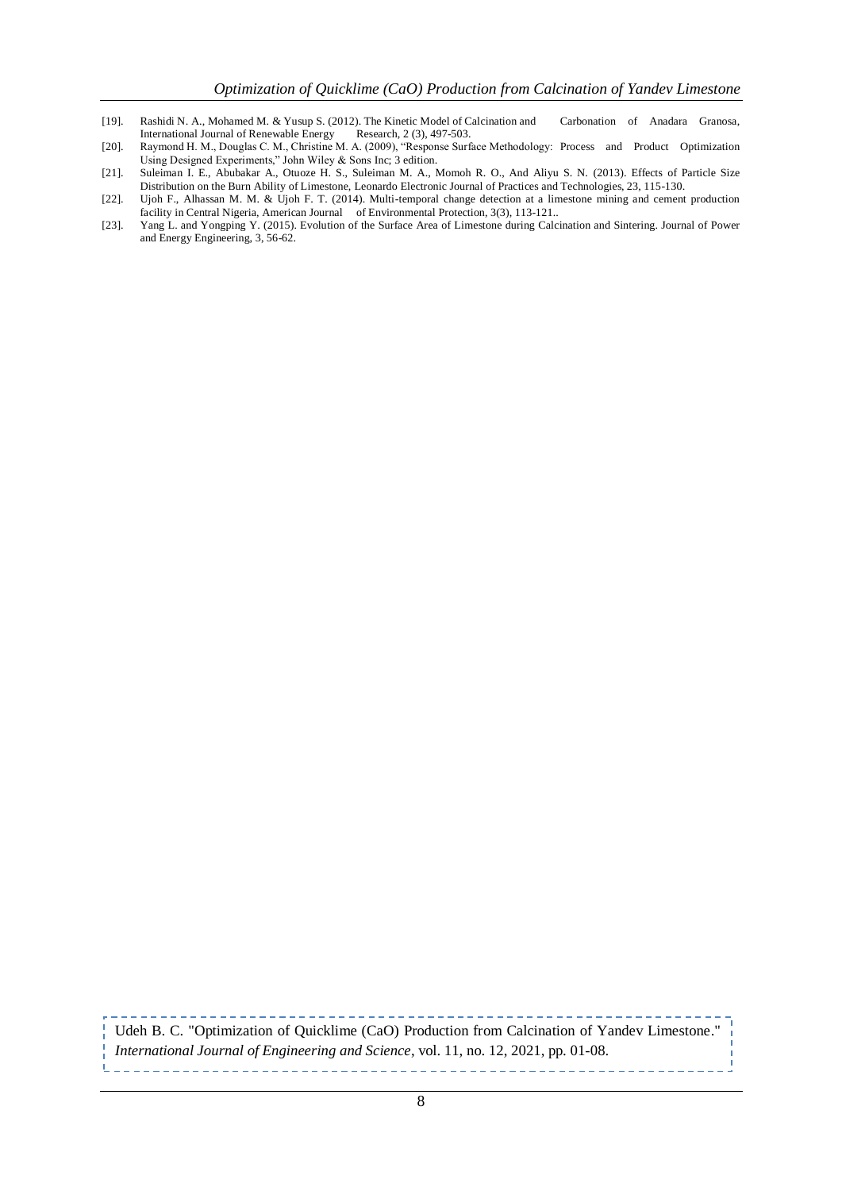[19]. Rashidi N. A., Mohamed M. & Yusup S. (2012). The Kinetic Model of Calcination and Carbonation of Anadara Granosa, International Journal of Renewable Energy Research, 2 (3), 497-503.

[20]. Raymond H. M., Douglas C. M., Christine M. A. (2009), "Response Surface Methodology: Process and Product Optimization Using Designed Experiments," John Wiley & Sons Inc; 3 edition.

[21]. Suleiman I. E., Abubakar A., Otuoze H. S., Suleiman M. A., Momoh R. O., And Aliyu S. N. (2013). Effects of Particle Size Distribution on the Burn Ability of Limestone, Leonardo Electronic Journal of Practices and Technologies, 23, 115-130.

[22]. Ujoh F., Alhassan M. M. & Ujoh F. T. (2014). Multi-temporal change detection at a limestone mining and cement production facility in Central Nigeria, American Journal of Environmental Protection, 3(3), 113-121..

[23]. Yang L. and Yongping Y. (2015). Evolution of the Surface Area of Limestone during Calcination and Sintering. Journal of Power and Energy Engineering, 3, 56-62.

Udeh B. C. "Optimization of Quicklime (CaO) Production from Calcination of Yandev Limestone." *International Journal of Engineering and Science*, vol. 11, no. 12, 2021, pp. 01-08.